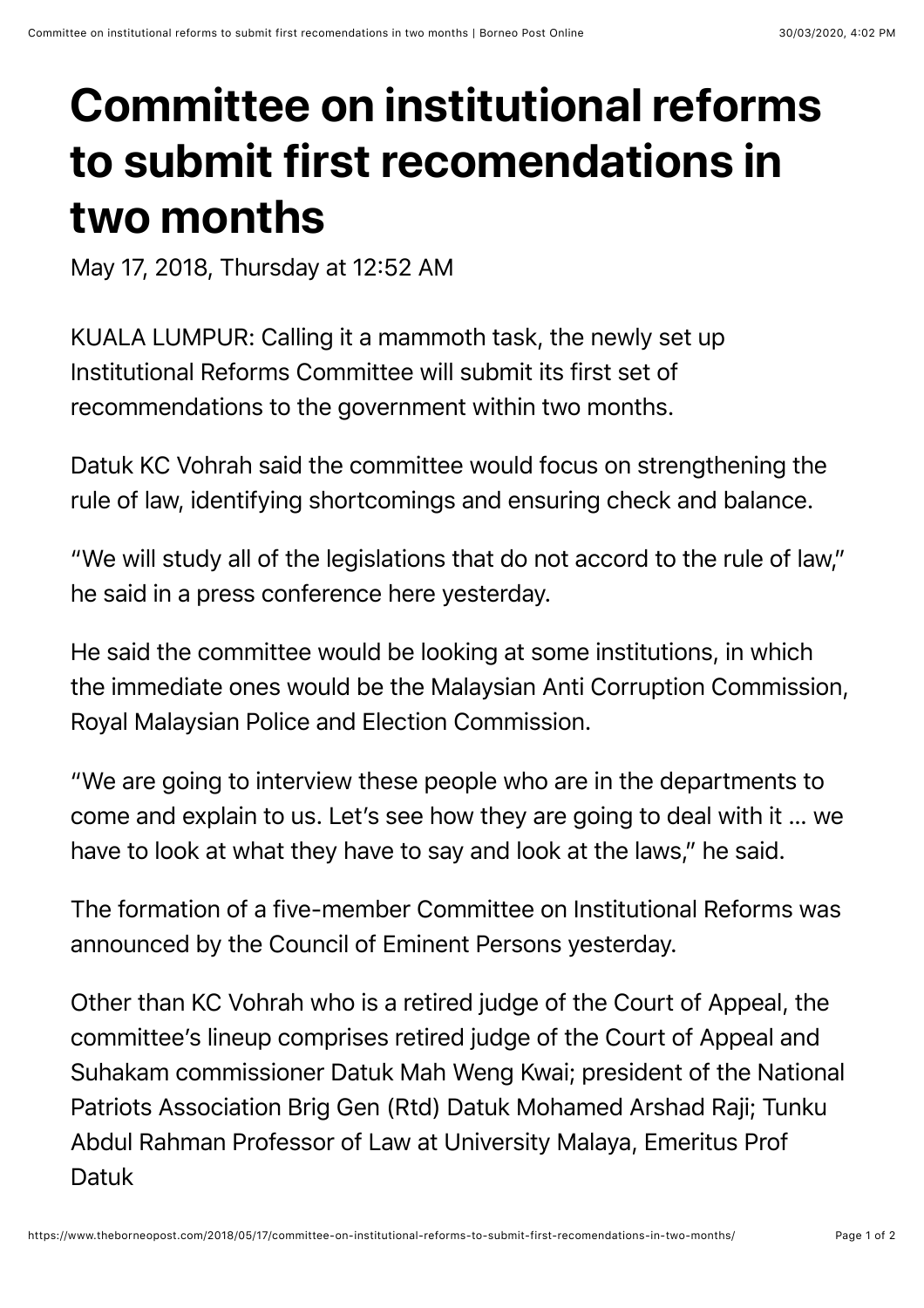# Committee on institutional reforms to submit first recomendations in two months

May 17, 2018, Thursday at 12:52 AM

KUALA LUMPUR: Calling it a mammoth task, the newly set up Institutional Reforms Committee will submit its first set of recommendations to the government within two months.

Datuk KC Vohrah said the committee would focus on strengthening the rule of law, identifying shortcomings and ensuring check and balance.

"We will study all of the legislations that do not accord to the rule of law," he said in a press conference here yesterday.

He said the committee would be looking at some institutions, in which the immediate ones would be the Malaysian Anti Corruption Commission, Royal Malaysian Police and Election Commission.

"We are going to interview these people who are in the departments to come and explain to us. Let's see how they are going to deal with it … we have to look at what they have to say and look at the laws," he said.

The formation of a five-member Committee on Institutional Reforms was announced by the Council of Eminent Persons yesterday.

Other than KC Vohrah who is a retired judge of the Court of Appeal, the committee's lineup comprises retired judge of the Court of Appeal and Suhakam commissioner Datuk Mah Weng Kwai; president of the National Patriots Association Brig Gen (Rtd) Datuk Mohamed Arshad Raji; Tunku Abdul Rahman Professor of Law at University Malaya, Emeritus Prof Datuk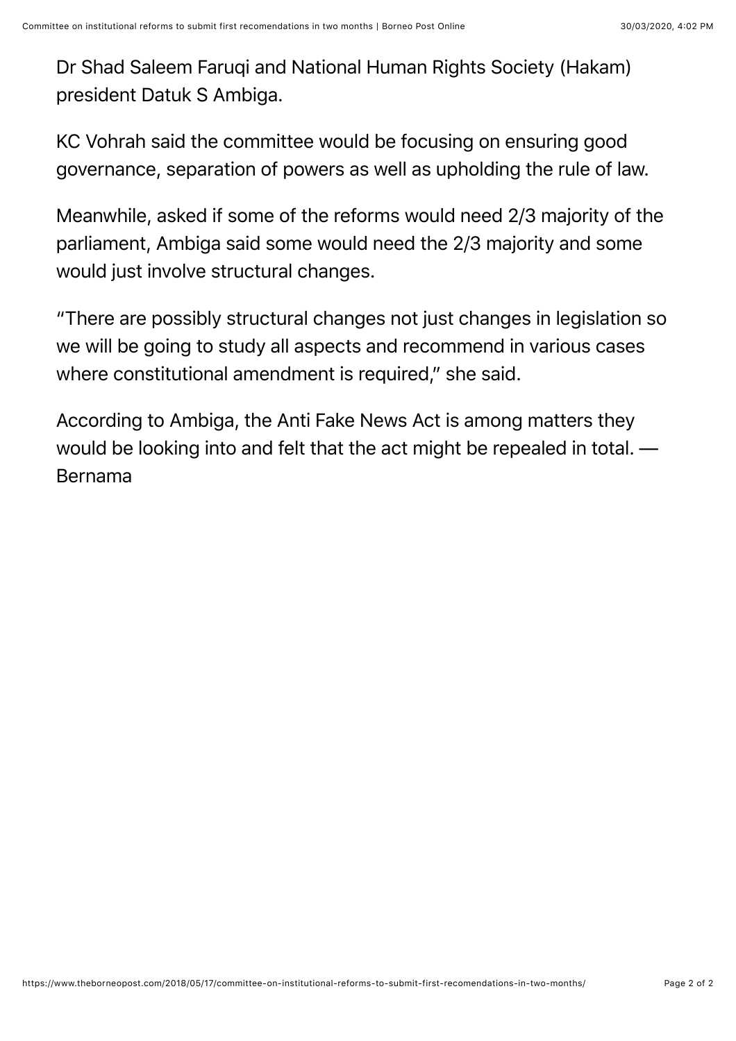Dr Shad Saleem Faruqi and National Human Rights Society (Hakam) president Datuk S Ambiga.

KC Vohrah said the committee would be focusing on ensuring good governance, separation of powers as well as upholding the rule of law.

Meanwhile, asked if some of the reforms would need 2/3 majority of the parliament, Ambiga said some would need the 2/3 majority and some would just involve structural changes.

"There are possibly structural changes not just changes in legislation so we will be going to study all aspects and recommend in various cases where constitutional amendment is required," she said.

According to Ambiga, the Anti Fake News Act is among matters they would be looking into and felt that the act might be repealed in total. — Bernama